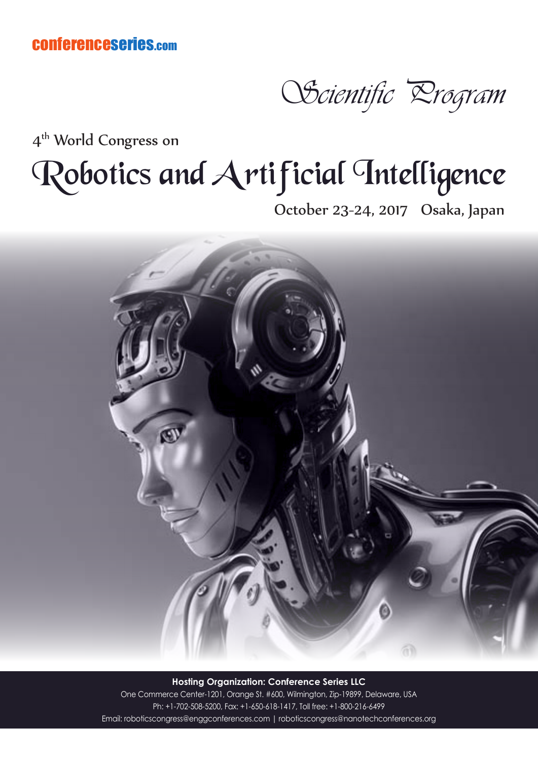conferenceseries.com

*Scientific Program*

4th World Congress on

# Robotics and Artificial Intelligence

**October 23-24, 2017 Osaka, Japan**

**Hosting Organization: Conference Series LLC**

One Commerce Center-1201, Orange St. #600, Wilmington, Zip-19899, Delaware, USA

Ph: +1-702-508-5200, Fax: +1-650-618-1417, Toll free: +1-800-216-6499

Email: roboticscongress@enggconferences.com | roboticscongress@nanotechconferences.org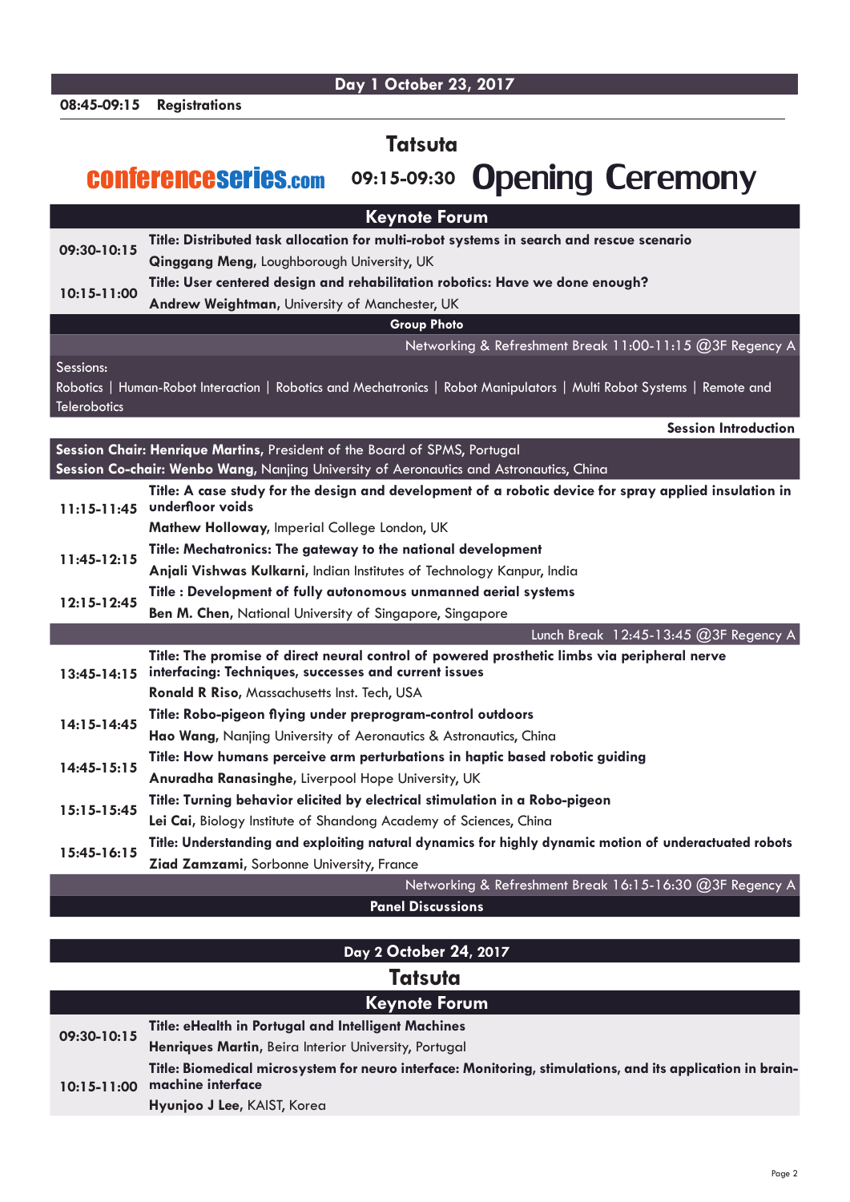## Day 1 October 23, 2017

**08:45-09:15 Registrations**

### Tatsuta

conferenceseries.com **09:15-09:30 Opening Ceremony**

### Keynote Forum

| | |
|---|---|
| 09:30-10:15 | **Title: Distributed task allocation for multi-robot systems in search and rescue scenario**<br>**Qinggang Meng**, Loughborough University, UK |
| 10:15-11:00 | **Title: User centered design and rehabilitation robotics: Have we done enough?**<br>**Andrew Weightman**, University of Manchester, UK |

**Group Photo**

Networking & Refreshment Break 11:00-11:15 @3F Regency A

Sessions:
Robotics | Human-Robot Interaction | Robotics and Mechatronics | Robot Manipulators | Multi Robot Systems | Remote and Telerobotics

**Session Introduction**

**Session Chair: Henrique Martins**, President of the Board of SPMS, Portugal
**Session Co-chair: Wenbo Wang**, Nanjing University of Aeronautics and Astronautics, China

| | |
|---|---|
| 11:15-11:45 | **Title: A case study for the design and development of a robotic device for spray applied insulation in underfloor voids**<br>**Mathew Holloway**, Imperial College London, UK |
| 11:45-12:15 | **Title: Mechatronics: The gateway to the national development**<br>**Anjali Vishwas Kulkarni**, Indian Institutes of Technology Kanpur, India |
| 12:15-12:45 | **Title : Development of fully autonomous unmanned aerial systems**<br>**Ben M. Chen**, National University of Singapore, Singapore |

Lunch Break 12:45-13:45 @3F Regency A

| | |
|---|---|
| 13:45-14:15 | **Title: The promise of direct neural control of powered prosthetic limbs via peripheral nerve interfacing: Techniques, successes and current issues**<br>**Ronald R Riso**, Massachusetts Inst. Tech, USA |
| 14:15-14:45 | **Title: Robo-pigeon flying under preprogram-control outdoors**<br>**Hao Wang**, Nanjing University of Aeronautics & Astronautics, China |
| 14:45-15:15 | **Title: How humans perceive arm perturbations in haptic based robotic guiding**<br>**Anuradha Ranasinghe**, Liverpool Hope University, UK |
| 15:15-15:45 | **Title: Turning behavior elicited by electrical stimulation in a Robo-pigeon**<br>**Lei Cai**, Biology Institute of Shandong Academy of Sciences, China |
| 15:45-16:15 | **Title: Understanding and exploiting natural dynamics for highly dynamic motion of underactuated robots**<br>**Ziad Zamzami**, Sorbonne University, France |

Networking & Refreshment Break 16:15-16:30 @3F Regency A

**Panel Discussions**

## Day 2 October 24, 2017

### Tatsuta

### Keynote Forum

| | |
|---|---|
| 09:30-10:15 | **Title: eHealth in Portugal and Intelligent Machines**<br>**Henriques Martin**, Beira Interior University, Portugal |
| 10:15-11:00 | **Title: Biomedical microsystem for neuro interface: Monitoring, stimulations, and its application in brain-machine interface**<br>**Hyunjoo J Lee**, KAIST, Korea |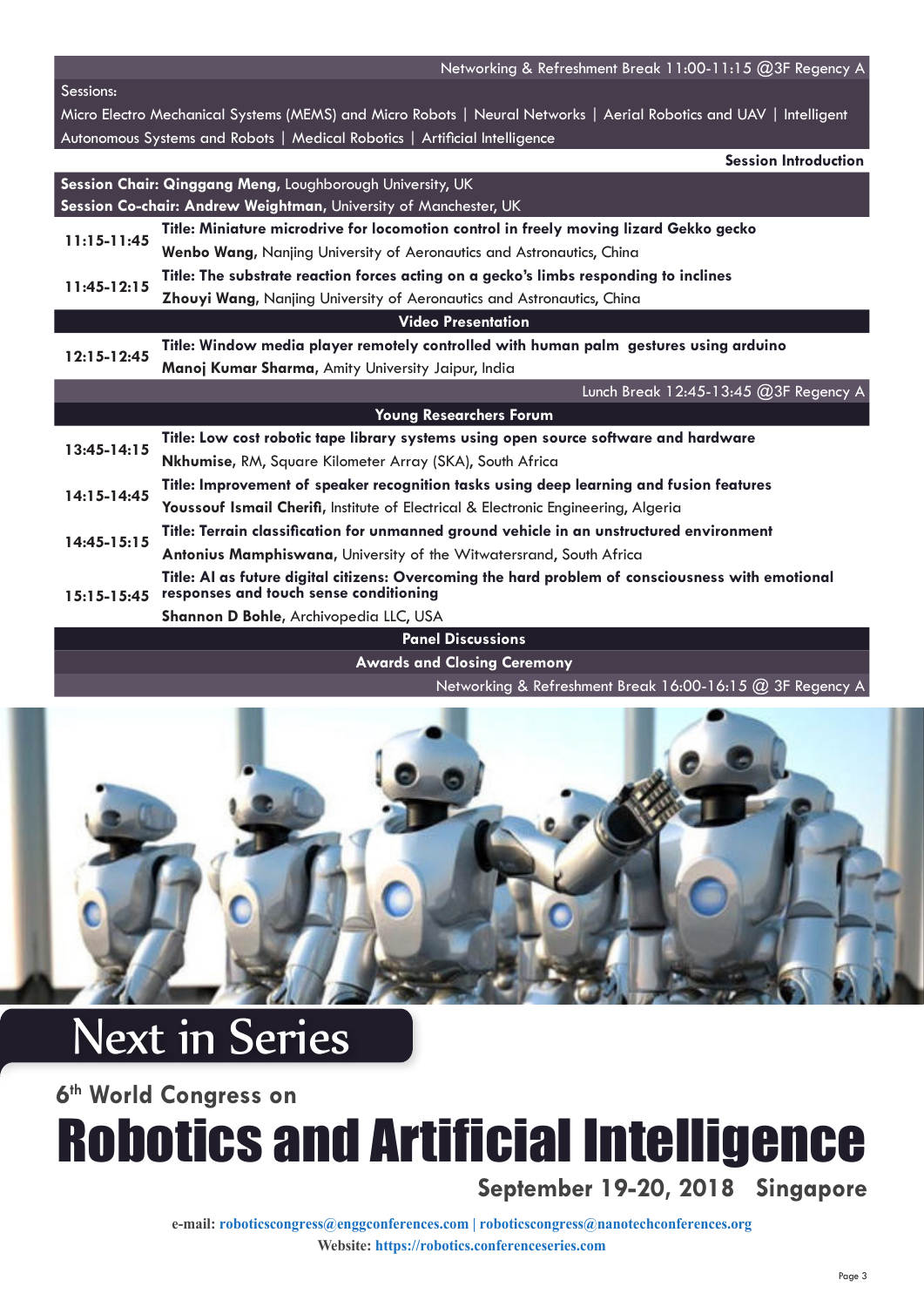Networking & Refreshment Break 11:00-11:15 @3F Regency A

Sessions:
Micro Electro Mechanical Systems (MEMS) and Micro Robots | Neural Networks | Aerial Robotics and UAV | Intelligent Autonomous Systems and Robots | Medical Robotics | Artificial Intelligence

**Session Introduction**

**Session Chair: Qinggang Meng**, Loughborough University, UK
**Session Co-chair: Andrew Weightman**, University of Manchester, UK

| | |
|---|---|
| 11:15-11:45 | **Title: Miniature microdrive for locomotion control in freely moving lizard Gekko gecko**<br>**Wenbo Wang,** Nanjing University of Aeronautics and Astronautics, China |
| 11:45-12:15 | **Title: The substrate reaction forces acting on a gecko's limbs responding to inclines**<br>**Zhouyi Wang,** Nanjing University of Aeronautics and Astronautics, China |

**Video Presentation**

| | |
|---|---|
| 12:15-12:45 | **Title: Window media player remotely controlled with human palm gestures using arduino**<br>**Manoj Kumar Sharma,** Amity University Jaipur, India |

Lunch Break 12:45-13:45 @3F Regency A

**Young Researchers Forum**

| | |
|---|---|
| 13:45-14:15 | **Title: Low cost robotic tape library systems using open source software and hardware**<br>**Nkhumise,** RM, Square Kilometer Array (SKA), South Africa |
| 14:15-14:45 | **Title: Improvement of speaker recognition tasks using deep learning and fusion features**<br>**Youssouf Ismail Cherifi,** Institute of Electrical & Electronic Engineering, Algeria |
| 14:45-15:15 | **Title: Terrain classification for unmanned ground vehicle in an unstructured environment**<br>**Antonius Mamphiswana,** University of the Witwatersrand, South Africa |
| 15:15-15:45 | **Title: AI as future digital citizens: Overcoming the hard problem of consciousness with emotional responses and touch sense conditioning**<br>**Shannon D Bohle,** Archivopedia LLC, USA |

**Panel Discussions**

**Awards and Closing Ceremony**

Networking & Refreshment Break 16:00-16:15 @ 3F Regency A

# Next in Series

## 6th World Congress on

# Robotics and Artificial Intelligence

**September 19-20, 2018 Singapore**

e-mail: roboticscongress@enggconferences.com | roboticscongress@nanotechconferences.org
Website: https://robotics.conferenceseries.com